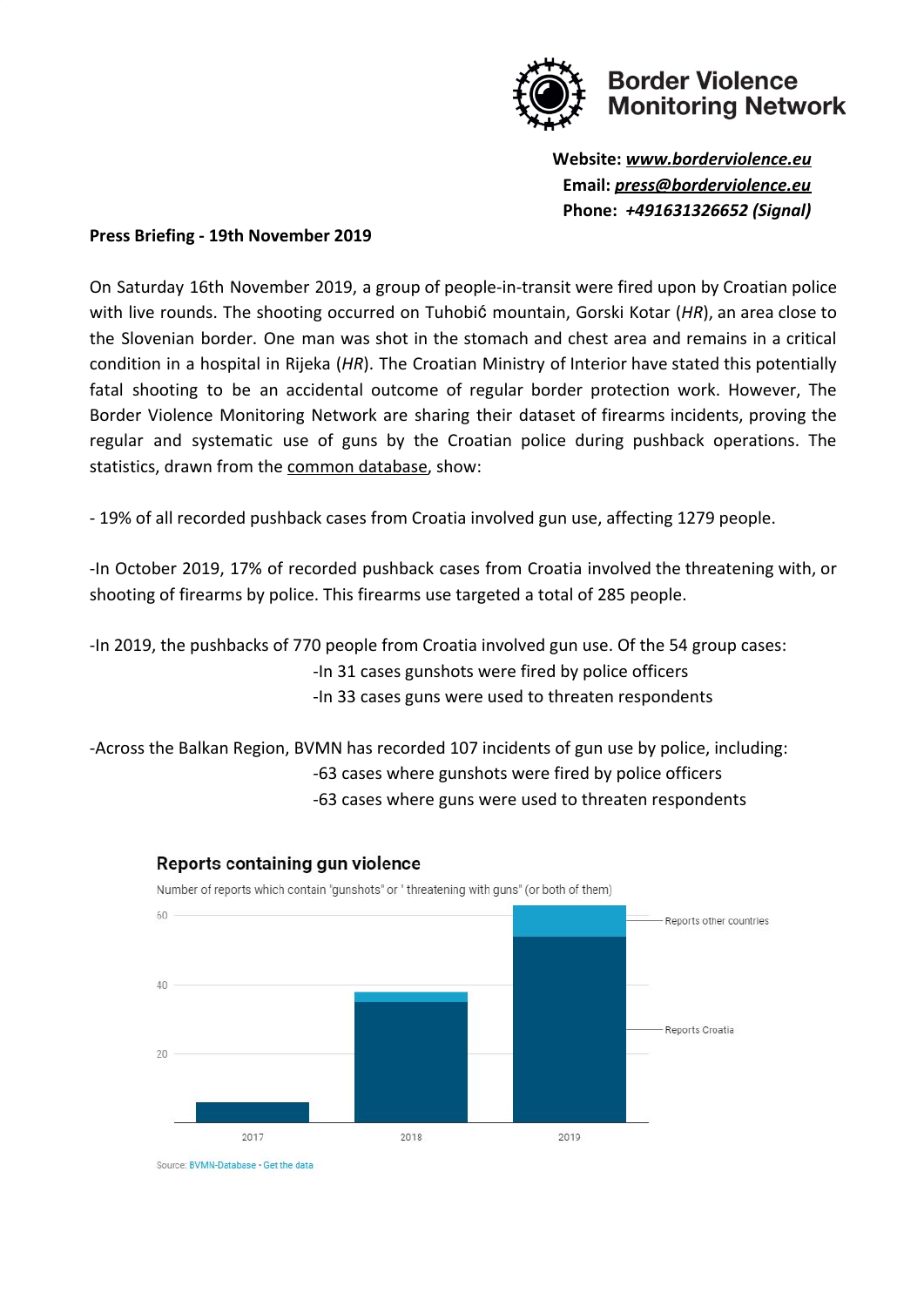**Border Violence Monitoring Network**

**Website:** ***www.borderviolence.eu***
**Email:** ***press@borderviolence.eu***
**Phone:** ***+491631326652 (Signal)***

**Press Briefing - 19th November 2019**

On Saturday 16th November 2019, a group of people-in-transit were fired upon by Croatian police with live rounds. The shooting occurred on Tuhobić mountain, Gorski Kotar (*HR*), an area close to the Slovenian border. One man was shot in the stomach and chest area and remains in a critical condition in a hospital in Rijeka (*HR*). The Croatian Ministry of Interior have stated this potentially fatal shooting to be an accidental outcome of regular border protection work. However, The Border Violence Monitoring Network are sharing their dataset of firearms incidents, proving the regular and systematic use of guns by the Croatian police during pushback operations. The statistics, drawn from the common database, show:

- 19% of all recorded pushback cases from Croatia involved gun use, affecting 1279 people.

- In October 2019, 17% of recorded pushback cases from Croatia involved the threatening with, or shooting of firearms by police. This firearms use targeted a total of 285 people.

- In 2019, the pushbacks of 770 people from Croatia involved gun use. Of the 54 group cases:
  - In 31 cases gunshots were fired by police officers
  - In 33 cases guns were used to threaten respondents

- Across the Balkan Region, BVMN has recorded 107 incidents of gun use by police, including:
  - 63 cases where gunshots were fired by police officers
  - 63 cases where guns were used to threaten respondents

**Reports containing gun violence**

Number of reports which contain "gunshots" or " threatening with guns" (or both of them)

Legend: Reports other countries; Reports Croatia. Years: 2017, 2018, 2019. Y-axis: 0–60.

Source: BVMN-Database • Get the data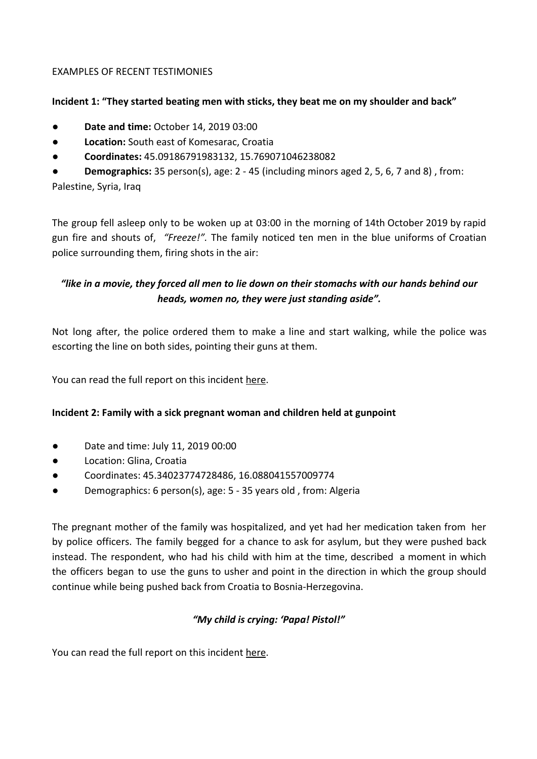EXAMPLES OF RECENT TESTIMONIES

**Incident 1: "They started beating men with sticks, they beat me on my shoulder and back"**

- **Date and time:** October 14, 2019 03:00
- **Location:** South east of Komesarac, Croatia
- **Coordinates:** 45.09186791983132, 15.769071046238082
- **Demographics:** 35 person(s), age: 2 - 45 (including minors aged 2, 5, 6, 7 and 8) , from: Palestine, Syria, Iraq

The group fell asleep only to be woken up at 03:00 in the morning of 14th October 2019 by rapid gun fire and shouts of, *"Freeze!"*. The family noticed ten men in the blue uniforms of Croatian police surrounding them, firing shots in the air:

***"like in a movie, they forced all men to lie down on their stomachs with our hands behind our heads, women no, they were just standing aside".***

Not long after, the police ordered them to make a line and start walking, while the police was escorting the line on both sides, pointing their guns at them.

You can read the full report on this incident here.

**Incident 2: Family with a sick pregnant woman and children held at gunpoint**

- Date and time: July 11, 2019 00:00
- Location: Glina, Croatia
- Coordinates: 45.34023774728486, 16.088041557009774
- Demographics: 6 person(s), age: 5 - 35 years old , from: Algeria

The pregnant mother of the family was hospitalized, and yet had her medication taken from her by police officers. The family begged for a chance to ask for asylum, but they were pushed back instead. The respondent, who had his child with him at the time, described a moment in which the officers began to use the guns to usher and point in the direction in which the group should continue while being pushed back from Croatia to Bosnia-Herzegovina.

***"My child is crying: 'Papa! Pistol!"***

You can read the full report on this incident here.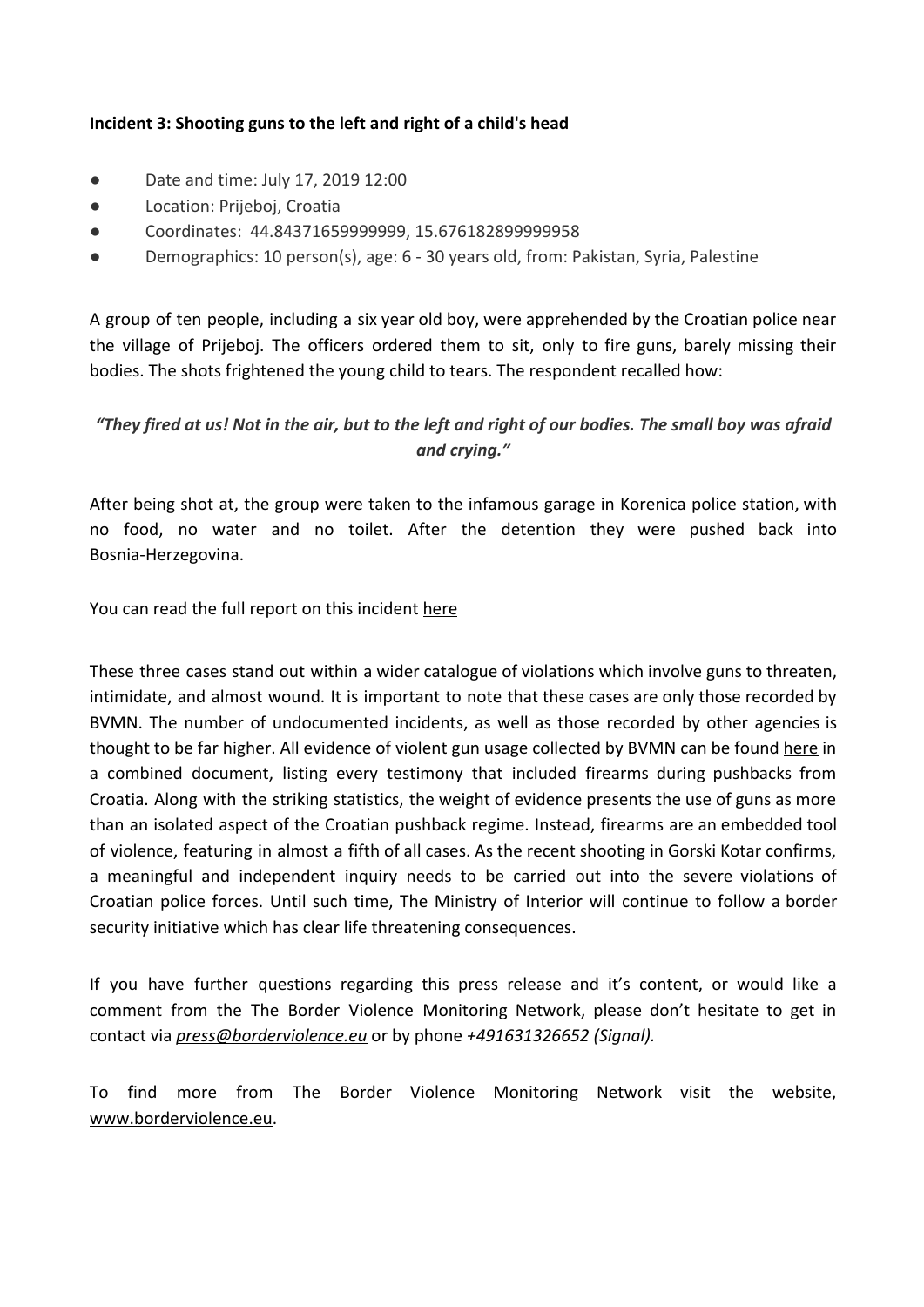**Incident 3: Shooting guns to the left and right of a child's head**

- Date and time: July 17, 2019 12:00
- Location: Prijeboj, Croatia
- Coordinates: 44.84371659999999, 15.676182899999958
- Demographics: 10 person(s), age: 6 - 30 years old, from: Pakistan, Syria, Palestine

A group of ten people, including a six year old boy, were apprehended by the Croatian police near the village of Prijeboj. The officers ordered them to sit, only to fire guns, barely missing their bodies. The shots frightened the young child to tears. The respondent recalled how:

*"They fired at us! Not in the air, but to the left and right of our bodies. The small boy was afraid and crying."*

After being shot at, the group were taken to the infamous garage in Korenica police station, with no food, no water and no toilet. After the detention they were pushed back into Bosnia-Herzegovina.

You can read the full report on this incident here

These three cases stand out within a wider catalogue of violations which involve guns to threaten, intimidate, and almost wound. It is important to note that these cases are only those recorded by BVMN. The number of undocumented incidents, as well as those recorded by other agencies is thought to be far higher. All evidence of violent gun usage collected by BVMN can be found here in a combined document, listing every testimony that included firearms during pushbacks from Croatia. Along with the striking statistics, the weight of evidence presents the use of guns as more than an isolated aspect of the Croatian pushback regime. Instead, firearms are an embedded tool of violence, featuring in almost a fifth of all cases. As the recent shooting in Gorski Kotar confirms, a meaningful and independent inquiry needs to be carried out into the severe violations of Croatian police forces. Until such time, The Ministry of Interior will continue to follow a border security initiative which has clear life threatening consequences.

If you have further questions regarding this press release and it's content, or would like a comment from the The Border Violence Monitoring Network, please don't hesitate to get in contact via *press@borderviolence.eu* or by phone *+491631326652 (Signal).*

To find more from The Border Violence Monitoring Network visit the website, www.borderviolence.eu.